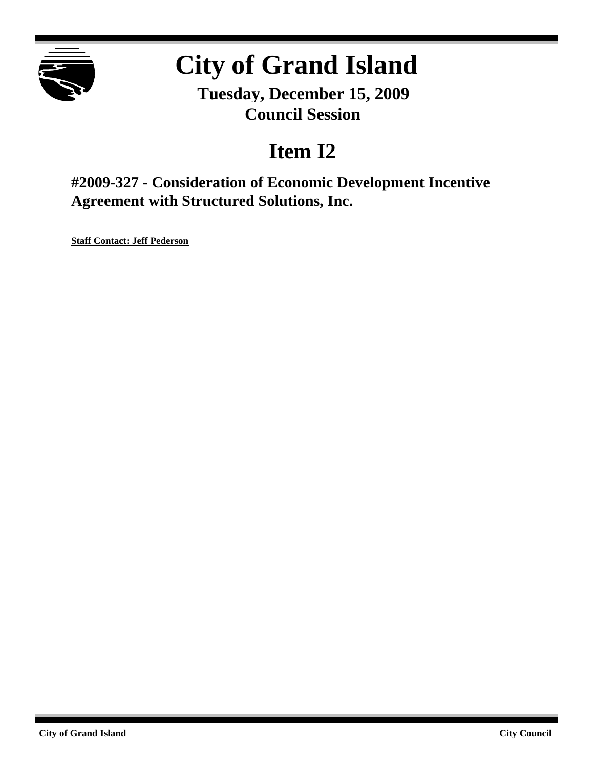# City of Grand Island

**Tuesday, December 15, 2009**
**Council Session**

## Item I2

**#2009-327 - Consideration of Economic Development Incentive Agreement with Structured Solutions, Inc.**

**Staff Contact: Jeff Pederson**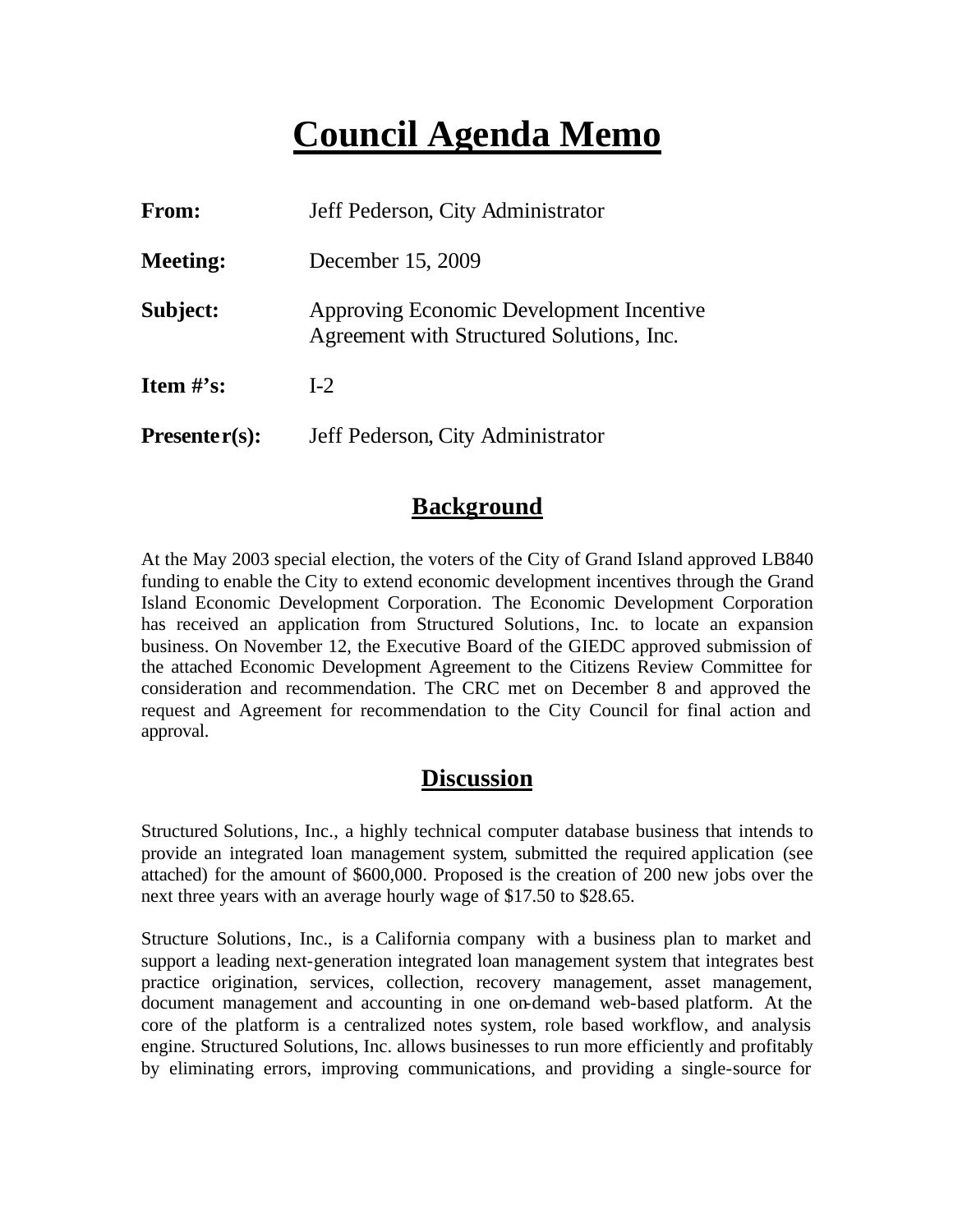# Council Agenda Memo

| | |
|---|---|
| **From:** | Jeff Pederson, City Administrator |
| **Meeting:** | December 15, 2009 |
| **Subject:** | Approving Economic Development Incentive Agreement with Structured Solutions, Inc. |
| **Item #'s:** | I-2 |
| **Presenter(s):** | Jeff Pederson, City Administrator |

## Background

At the May 2003 special election, the voters of the City of Grand Island approved LB840 funding to enable the City to extend economic development incentives through the Grand Island Economic Development Corporation. The Economic Development Corporation has received an application from Structured Solutions, Inc. to locate an expansion business. On November 12, the Executive Board of the GIEDC approved submission of the attached Economic Development Agreement to the Citizens Review Committee for consideration and recommendation. The CRC met on December 8 and approved the request and Agreement for recommendation to the City Council for final action and approval.

## Discussion

Structured Solutions, Inc., a highly technical computer database business that intends to provide an integrated loan management system, submitted the required application (see attached) for the amount of $600,000. Proposed is the creation of 200 new jobs over the next three years with an average hourly wage of $17.50 to $28.65.

Structure Solutions, Inc., is a California company with a business plan to market and support a leading next-generation integrated loan management system that integrates best practice origination, services, collection, recovery management, asset management, document management and accounting in one on-demand web-based platform. At the core of the platform is a centralized notes system, role based workflow, and analysis engine. Structured Solutions, Inc. allows businesses to run more efficiently and profitably by eliminating errors, improving communications, and providing a single-source for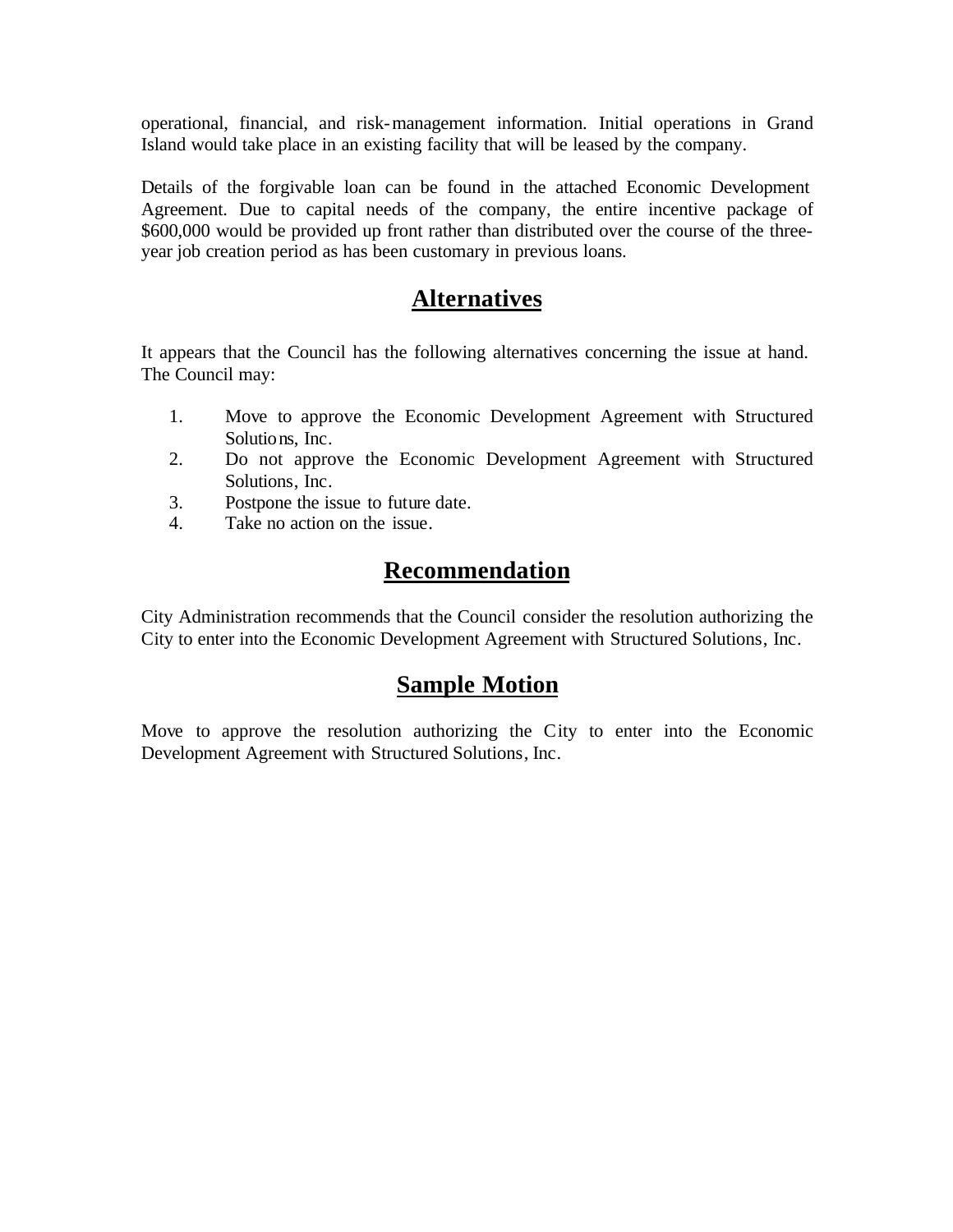operational, financial, and risk-management information. Initial operations in Grand Island would take place in an existing facility that will be leased by the company.

Details of the forgivable loan can be found in the attached Economic Development Agreement. Due to capital needs of the company, the entire incentive package of $600,000 would be provided up front rather than distributed over the course of the three-year job creation period as has been customary in previous loans.

## Alternatives

It appears that the Council has the following alternatives concerning the issue at hand. The Council may:

1. Move to approve the Economic Development Agreement with Structured Solutions, Inc.
2. Do not approve the Economic Development Agreement with Structured Solutions, Inc.
3. Postpone the issue to future date.
4. Take no action on the issue.

## Recommendation

City Administration recommends that the Council consider the resolution authorizing the City to enter into the Economic Development Agreement with Structured Solutions, Inc.

## Sample Motion

Move to approve the resolution authorizing the City to enter into the Economic Development Agreement with Structured Solutions, Inc.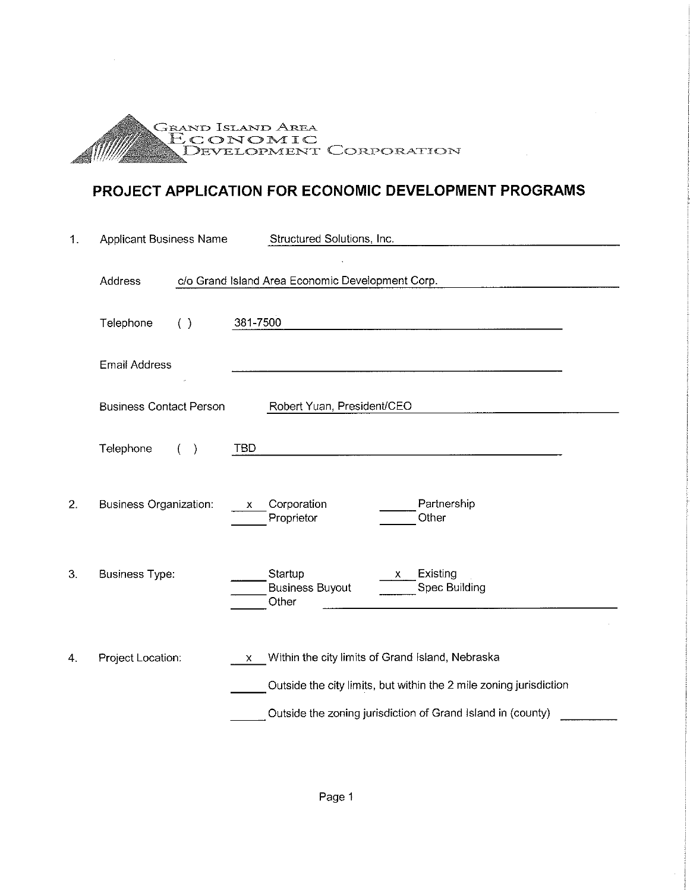Grand Island Area Economic Development Corporation

## PROJECT APPLICATION FOR ECONOMIC DEVELOPMENT PROGRAMS

1. Applicant Business Name: Structured Solutions, Inc.

   Address: c/o Grand Island Area Economic Development Corp.

   Telephone ( ) 381-7500

   Email Address: ______

   Business Contact Person: Robert Yuan, President/CEO

   Telephone ( ) TBD

2. Business Organization:
   - x Corporation
   - ___ Partnership
   - ___ Proprietor
   - ___ Other

3. Business Type:
   - ___ Startup
   - x Existing
   - ___ Business Buyout
   - ___ Spec Building
   - ___ Other ______

4. Project Location:
   - x Within the city limits of Grand Island, Nebraska
   - ___ Outside the city limits, but within the 2 mile zoning jurisdiction
   - ___ Outside the zoning jurisdiction of Grand Island in (county) ______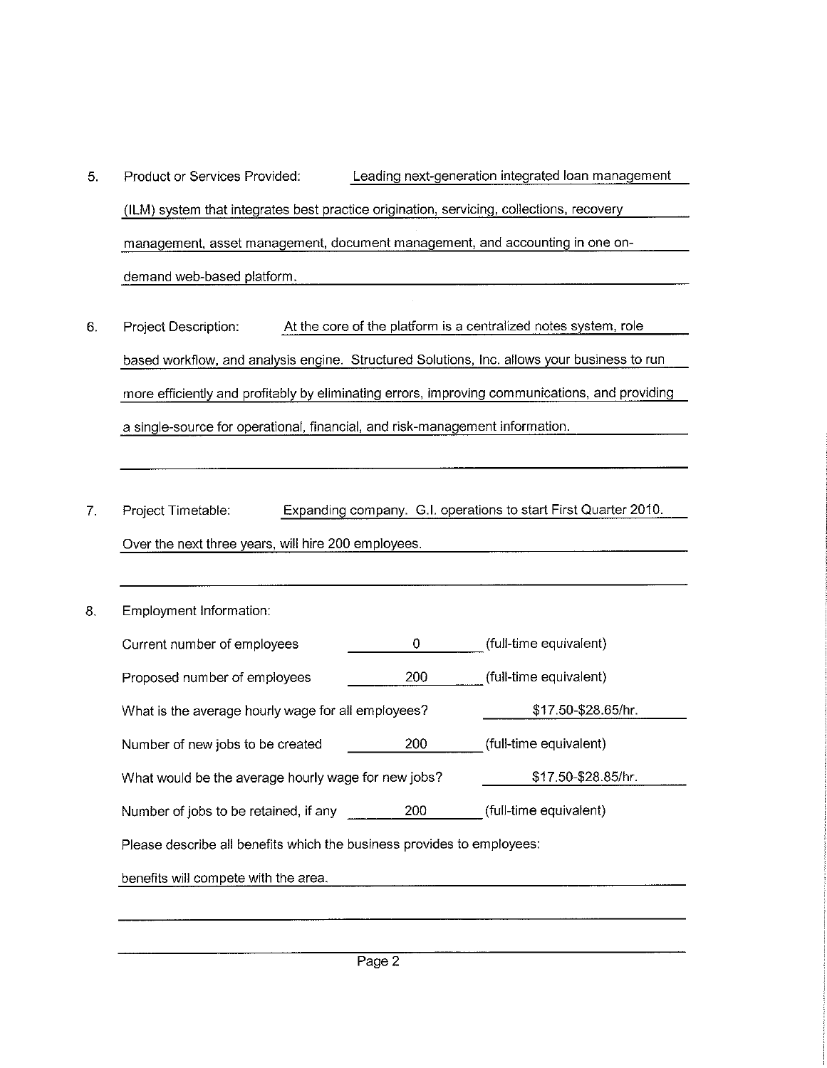5. Product or Services Provided: Leading next-generation integrated loan management (ILM) system that integrates best practice origination, servicing, collections, recovery management, asset management, document management, and accounting in one on-demand web-based platform.

6. Project Description: At the core of the platform is a centralized notes system, role based workflow, and analysis engine. Structured Solutions, Inc. allows your business to run more efficiently and profitably by eliminating errors, improving communications, and providing a single-source for operational, financial, and risk-management information.

7. Project Timetable: Expanding company. G.I. operations to start First Quarter 2010. Over the next three years, will hire 200 employees.

8. Employment Information:

   Current number of employees 0 (full-time equivalent)

   Proposed number of employees 200 (full-time equivalent)

   What is the average hourly wage for all employees? $17.50-$28.65/hr.

   Number of new jobs to be created 200 (full-time equivalent)

   What would be the average hourly wage for new jobs? $17.50-$28.85/hr.

   Number of jobs to be retained, if any 200 (full-time equivalent)

   Please describe all benefits which the business provides to employees:

   benefits will compete with the area.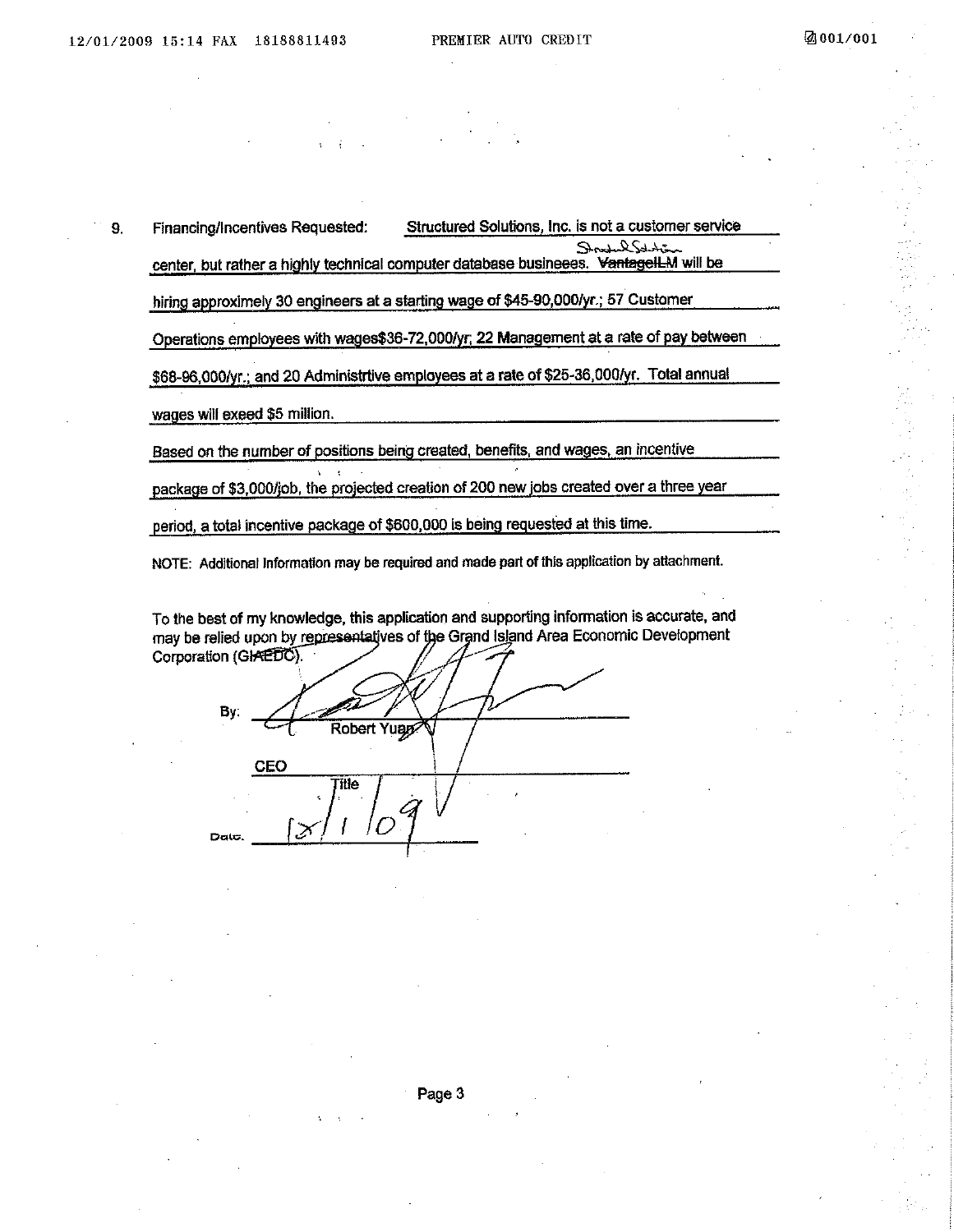9. Financing/Incentives Requested: Structured Solutions, Inc. is not a customer service center, but rather a highly technical computer database busineees. ~~VantageILM~~ Structured Solution will be hiring approximately 30 engineers at a starting wage of $45-90,000/yr.; 57 Customer Operations employees with wages$36-72,000/yr; 22 Management at a rate of pay between $68-96,000/yr.; and 20 Administrtive employees at a rate of $25-36,000/yr. Total annual wages will exeed $5 million.

   Based on the number of positions being created, benefits, and wages, an incentive package of $3,000/job, the projected creation of 200 new jobs created over a three year period, a total incentive package of $600,000 is being requested at this time.

NOTE: Additional Information may be required and made part of this application by attachment.

To the best of my knowledge, this application and supporting information is accurate, and may be relied upon by representatives of the Grand Island Area Economic Development Corporation (GIAEDC).

By: Robert Yuan

CEO
Title

Date: 12/1/09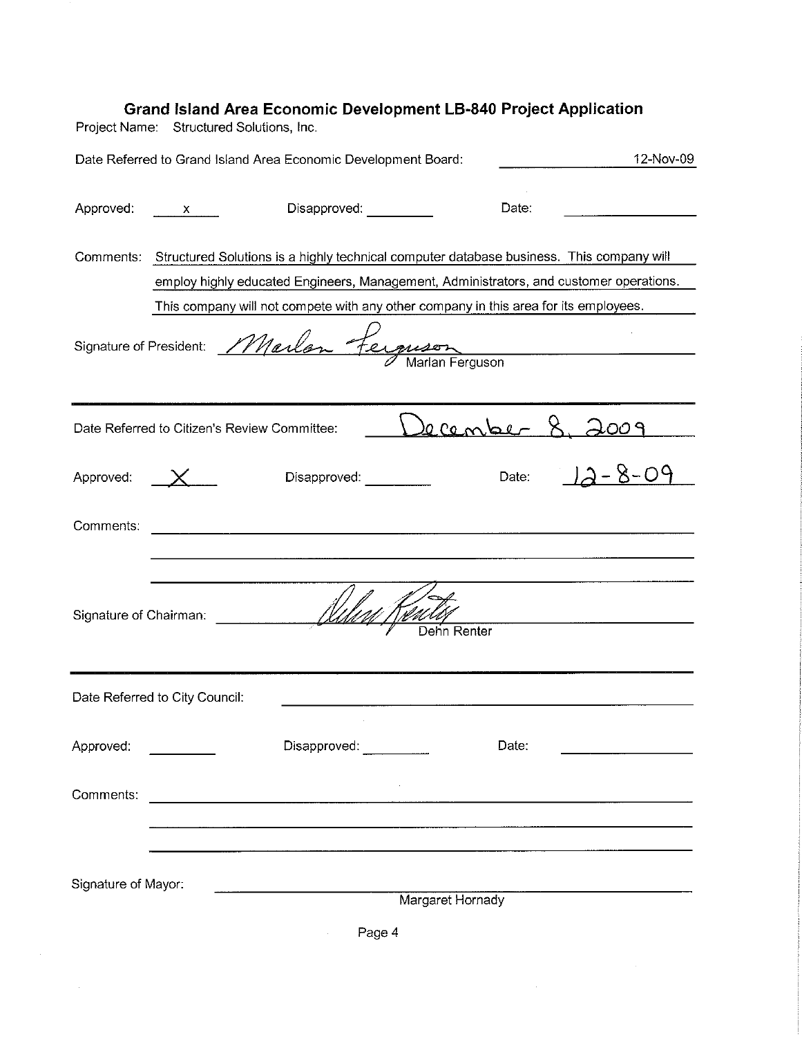# Grand Island Area Economic Development LB-840 Project Application

Project Name: Structured Solutions, Inc.

Date Referred to Grand Island Area Economic Development Board: 12-Nov-09

Approved: x Disapproved: ______ Date: ______

Comments: Structured Solutions is a highly technical computer database business. This company will employ highly educated Engineers, Management, Administrators, and customer operations. This company will not compete with any other company in this area for its employees.

Signature of President: *Marlan Ferguson*
Marlan Ferguson

---

Date Referred to Citizen's Review Committee: December 8, 2009

Approved: X Disapproved: ______ Date: 12-8-09

Comments: ______

Signature of Chairman: *Dehn Renter*
Dehn Renter

---

Date Referred to City Council: ______

Approved: ______ Disapproved: ______ Date: ______

Comments: ______

Signature of Mayor: ______
Margaret Hornady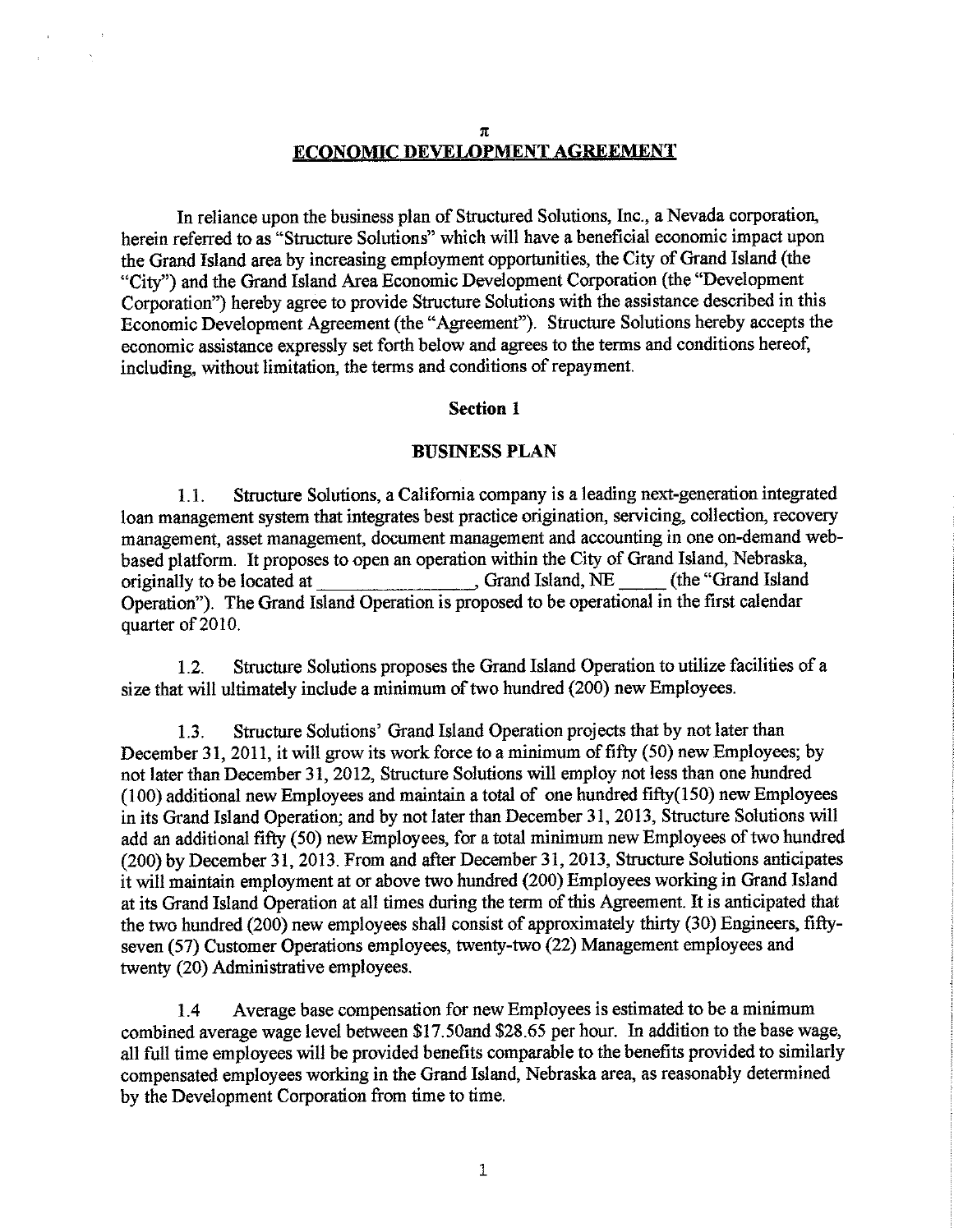π

# ECONOMIC DEVELOPMENT AGREEMENT

In reliance upon the business plan of Structured Solutions, Inc., a Nevada corporation, herein referred to as "Structure Solutions" which will have a beneficial economic impact upon the Grand Island area by increasing employment opportunities, the City of Grand Island (the "City") and the Grand Island Area Economic Development Corporation (the "Development Corporation") hereby agree to provide Structure Solutions with the assistance described in this Economic Development Agreement (the "Agreement"). Structure Solutions hereby accepts the economic assistance expressly set forth below and agrees to the terms and conditions hereof, including, without limitation, the terms and conditions of repayment.

## Section 1

## BUSINESS PLAN

1.1. Structure Solutions, a California company is a leading next-generation integrated loan management system that integrates best practice origination, servicing, collection, recovery management, asset management, document management and accounting in one on-demand web-based platform. It proposes to open an operation within the City of Grand Island, Nebraska, originally to be located at ________________, Grand Island, NE _____ (the "Grand Island Operation"). The Grand Island Operation is proposed to be operational in the first calendar quarter of 2010.

1.2. Structure Solutions proposes the Grand Island Operation to utilize facilities of a size that will ultimately include a minimum of two hundred (200) new Employees.

1.3. Structure Solutions' Grand Island Operation projects that by not later than December 31, 2011, it will grow its work force to a minimum of fifty (50) new Employees; by not later than December 31, 2012, Structure Solutions will employ not less than one hundred (100) additional new Employees and maintain a total of one hundred fifty(150) new Employees in its Grand Island Operation; and by not later than December 31, 2013, Structure Solutions will add an additional fifty (50) new Employees, for a total minimum new Employees of two hundred (200) by December 31, 2013. From and after December 31, 2013, Structure Solutions anticipates it will maintain employment at or above two hundred (200) Employees working in Grand Island at its Grand Island Operation at all times during the term of this Agreement. It is anticipated that the two hundred (200) new employees shall consist of approximately thirty (30) Engineers, fifty-seven (57) Customer Operations employees, twenty-two (22) Management employees and twenty (20) Administrative employees.

1.4 Average base compensation for new Employees is estimated to be a minimum combined average wage level between $17.50and $28.65 per hour. In addition to the base wage, all full time employees will be provided benefits comparable to the benefits provided to similarly compensated employees working in the Grand Island, Nebraska area, as reasonably determined by the Development Corporation from time to time.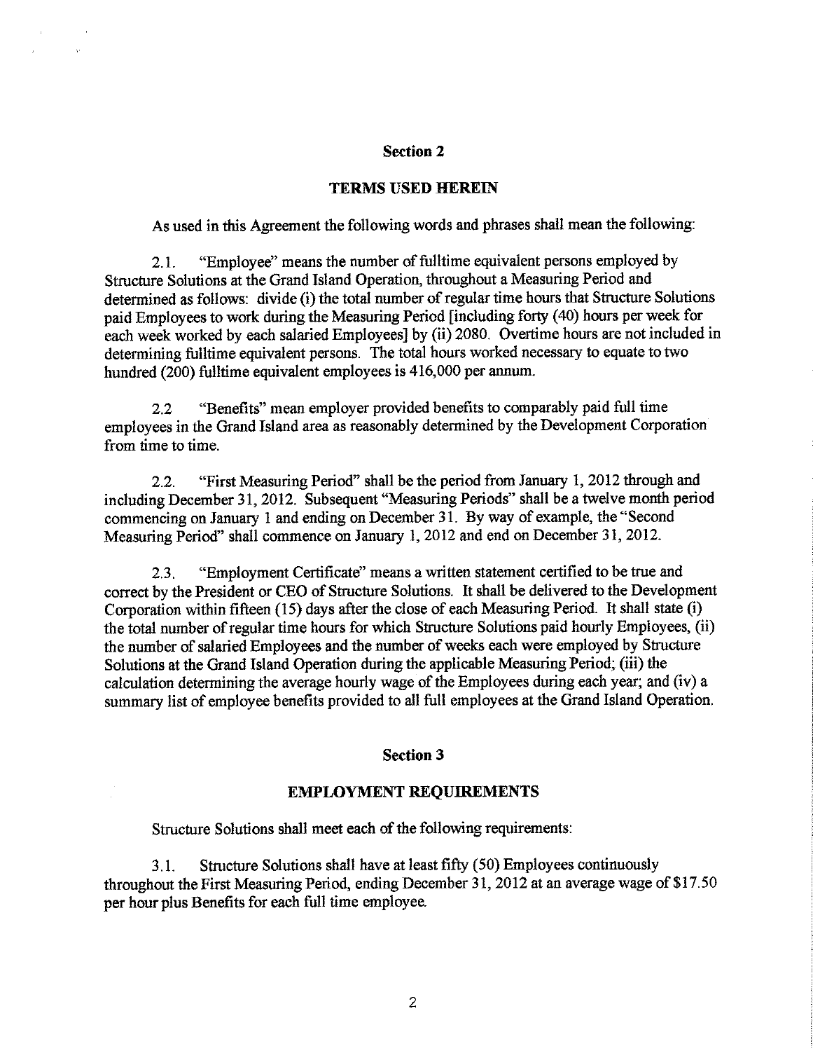## Section 2

## TERMS USED HEREIN

As used in this Agreement the following words and phrases shall mean the following:

2.1. "Employee" means the number of fulltime equivalent persons employed by Structure Solutions at the Grand Island Operation, throughout a Measuring Period and determined as follows: divide (i) the total number of regular time hours that Structure Solutions paid Employees to work during the Measuring Period [including forty (40) hours per week for each week worked by each salaried Employees] by (ii) 2080. Overtime hours are not included in determining fulltime equivalent persons. The total hours worked necessary to equate to two hundred (200) fulltime equivalent employees is 416,000 per annum.

2.2 "Benefits" mean employer provided benefits to comparably paid full time employees in the Grand Island area as reasonably determined by the Development Corporation from time to time.

2.2. "First Measuring Period" shall be the period from January 1, 2012 through and including December 31, 2012. Subsequent "Measuring Periods" shall be a twelve month period commencing on January 1 and ending on December 31. By way of example, the "Second Measuring Period" shall commence on January 1, 2012 and end on December 31, 2012.

2.3. "Employment Certificate" means a written statement certified to be true and correct by the President or CEO of Structure Solutions. It shall be delivered to the Development Corporation within fifteen (15) days after the close of each Measuring Period. It shall state (i) the total number of regular time hours for which Structure Solutions paid hourly Employees, (ii) the number of salaried Employees and the number of weeks each were employed by Structure Solutions at the Grand Island Operation during the applicable Measuring Period; (iii) the calculation determining the average hourly wage of the Employees during each year; and (iv) a summary list of employee benefits provided to all full employees at the Grand Island Operation.

## Section 3

## EMPLOYMENT REQUIREMENTS

Structure Solutions shall meet each of the following requirements:

3.1. Structure Solutions shall have at least fifty (50) Employees continuously throughout the First Measuring Period, ending December 31, 2012 at an average wage of $17.50 per hour plus Benefits for each full time employee.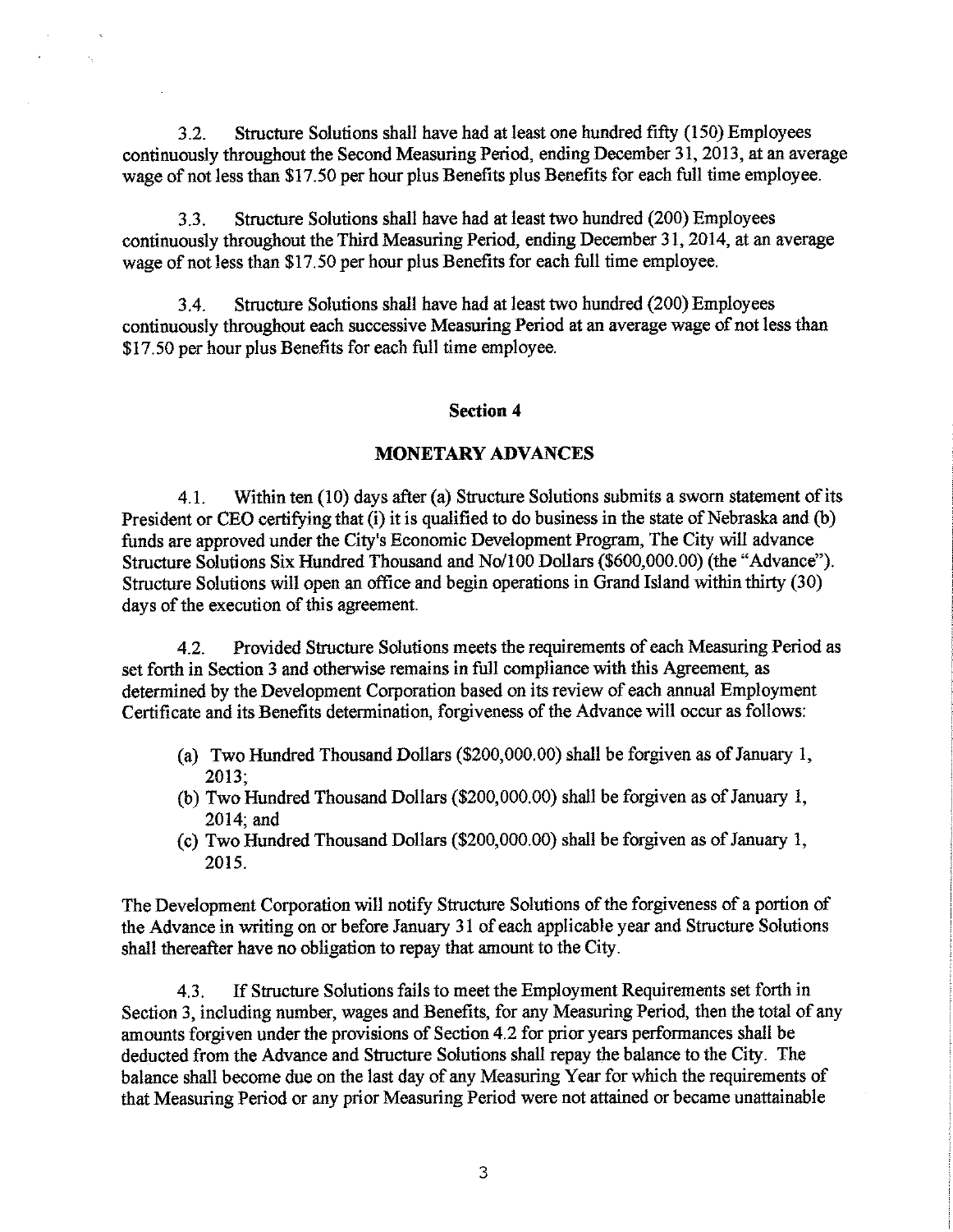3.2. Structure Solutions shall have had at least one hundred fifty (150) Employees continuously throughout the Second Measuring Period, ending December 31, 2013, at an average wage of not less than $17.50 per hour plus Benefits plus Benefits for each full time employee.

3.3. Structure Solutions shall have had at least two hundred (200) Employees continuously throughout the Third Measuring Period, ending December 31, 2014, at an average wage of not less than $17.50 per hour plus Benefits for each full time employee.

3.4. Structure Solutions shall have had at least two hundred (200) Employees continuously throughout each successive Measuring Period at an average wage of not less than $17.50 per hour plus Benefits for each full time employee.

## Section 4

## MONETARY ADVANCES

4.1. Within ten (10) days after (a) Structure Solutions submits a sworn statement of its President or CEO certifying that (i) it is qualified to do business in the state of Nebraska and (b) funds are approved under the City's Economic Development Program, The City will advance Structure Solutions Six Hundred Thousand and No/100 Dollars ($600,000.00) (the "Advance"). Structure Solutions will open an office and begin operations in Grand Island within thirty (30) days of the execution of this agreement.

4.2. Provided Structure Solutions meets the requirements of each Measuring Period as set forth in Section 3 and otherwise remains in full compliance with this Agreement, as determined by the Development Corporation based on its review of each annual Employment Certificate and its Benefits determination, forgiveness of the Advance will occur as follows:

(a) Two Hundred Thousand Dollars ($200,000.00) shall be forgiven as of January 1, 2013;
(b) Two Hundred Thousand Dollars ($200,000.00) shall be forgiven as of January 1, 2014; and
(c) Two Hundred Thousand Dollars ($200,000.00) shall be forgiven as of January 1, 2015.

The Development Corporation will notify Structure Solutions of the forgiveness of a portion of the Advance in writing on or before January 31 of each applicable year and Structure Solutions shall thereafter have no obligation to repay that amount to the City.

4.3. If Structure Solutions fails to meet the Employment Requirements set forth in Section 3, including number, wages and Benefits, for any Measuring Period, then the total of any amounts forgiven under the provisions of Section 4.2 for prior years performances shall be deducted from the Advance and Structure Solutions shall repay the balance to the City. The balance shall become due on the last day of any Measuring Year for which the requirements of that Measuring Period or any prior Measuring Period were not attained or became unattainable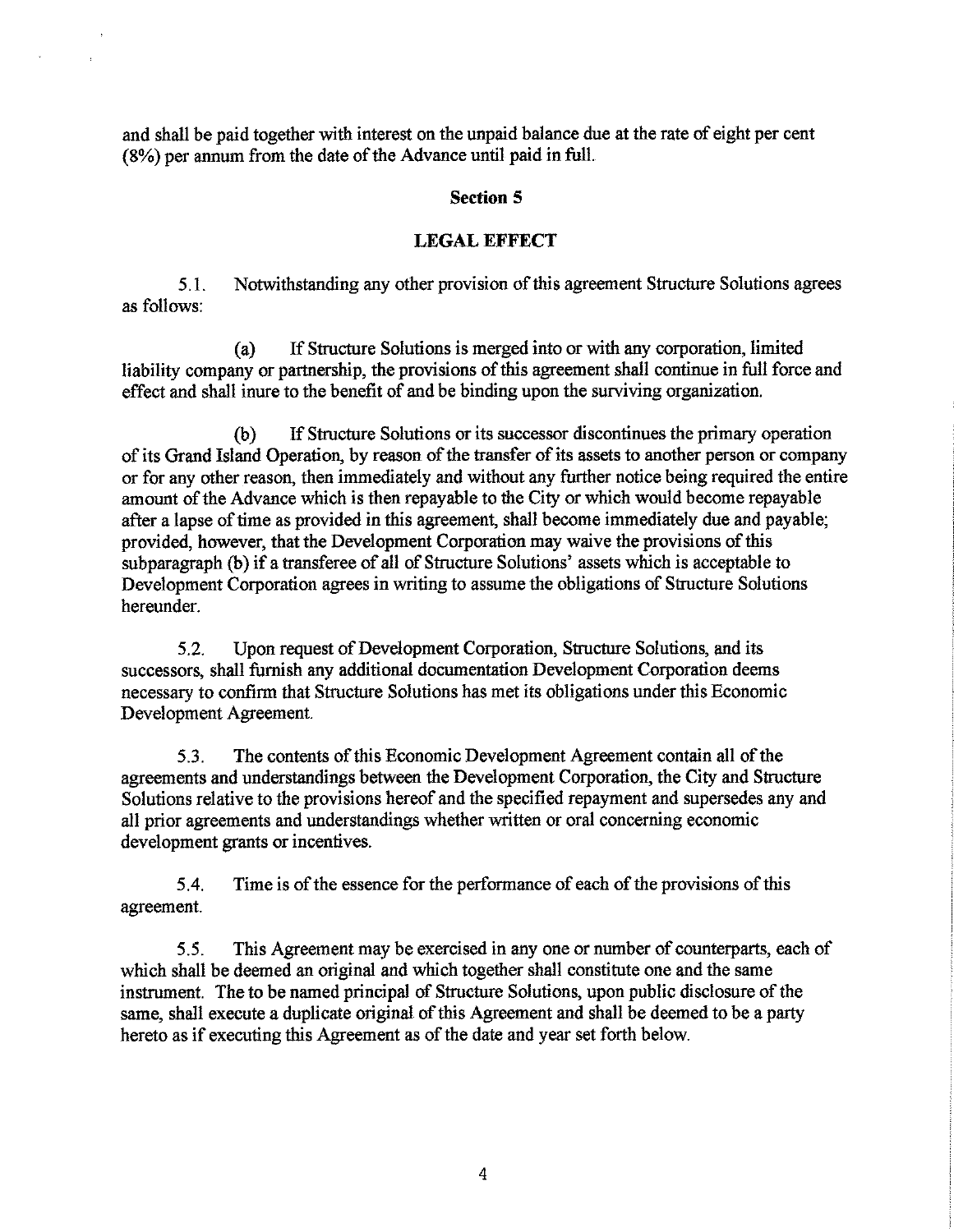and shall be paid together with interest on the unpaid balance due at the rate of eight per cent (8%) per annum from the date of the Advance until paid in full.

## Section 5

## LEGAL EFFECT

5.1. Notwithstanding any other provision of this agreement Structure Solutions agrees as follows:

(a) If Structure Solutions is merged into or with any corporation, limited liability company or partnership, the provisions of this agreement shall continue in full force and effect and shall inure to the benefit of and be binding upon the surviving organization.

(b) If Structure Solutions or its successor discontinues the primary operation of its Grand Island Operation, by reason of the transfer of its assets to another person or company or for any other reason, then immediately and without any further notice being required the entire amount of the Advance which is then repayable to the City or which would become repayable after a lapse of time as provided in this agreement, shall become immediately due and payable; provided, however, that the Development Corporation may waive the provisions of this subparagraph (b) if a transferee of all of Structure Solutions' assets which is acceptable to Development Corporation agrees in writing to assume the obligations of Structure Solutions hereunder.

5.2. Upon request of Development Corporation, Structure Solutions, and its successors, shall furnish any additional documentation Development Corporation deems necessary to confirm that Structure Solutions has met its obligations under this Economic Development Agreement.

5.3. The contents of this Economic Development Agreement contain all of the agreements and understandings between the Development Corporation, the City and Structure Solutions relative to the provisions hereof and the specified repayment and supersedes any and all prior agreements and understandings whether written or oral concerning economic development grants or incentives.

5.4. Time is of the essence for the performance of each of the provisions of this agreement.

5.5. This Agreement may be exercised in any one or number of counterparts, each of which shall be deemed an original and which together shall constitute one and the same instrument. The to be named principal of Structure Solutions, upon public disclosure of the same, shall execute a duplicate original of this Agreement and shall be deemed to be a party hereto as if executing this Agreement as of the date and year set forth below.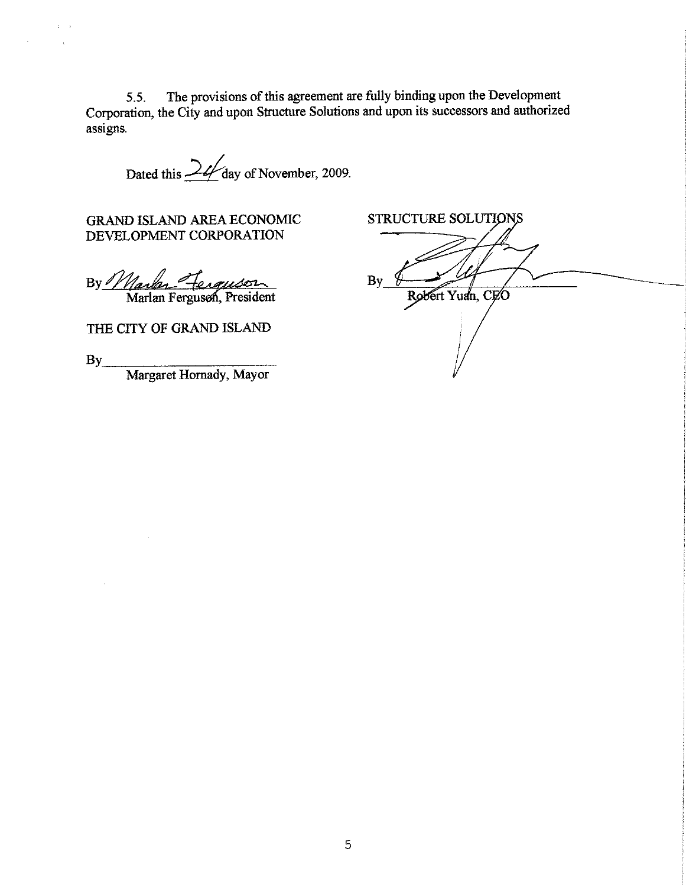5.5. The provisions of this agreement are fully binding upon the Development Corporation, the City and upon Structure Solutions and upon its successors and authorized assigns.

Dated this 24 day of November, 2009.

GRAND ISLAND AREA ECONOMIC DEVELOPMENT CORPORATION

By Marlan Ferguson
Marlan Ferguson, President

THE CITY OF GRAND ISLAND

By\_\_\_\_\_\_\_\_\_\_\_\_\_\_\_\_\_\_\_\_\_\_\_\_
Margaret Hornady, Mayor

STRUCTURE SOLUTIONS

By\_\_\_\_\_\_\_\_\_\_\_\_\_\_\_\_\_\_\_\_\_\_\_\_
Robert Yuan, CEO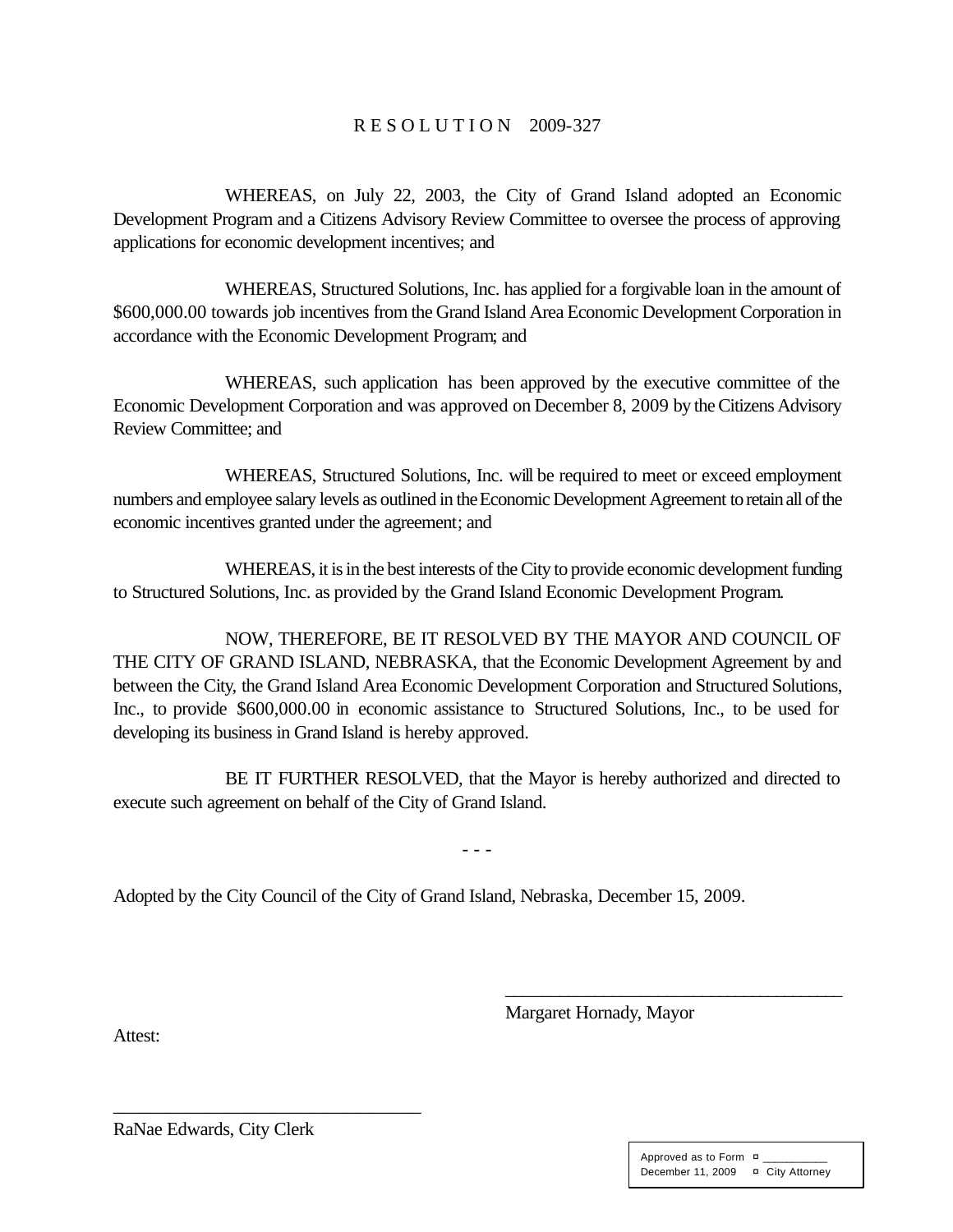# R E S O L U T I O N 2009-327

WHEREAS, on July 22, 2003, the City of Grand Island adopted an Economic Development Program and a Citizens Advisory Review Committee to oversee the process of approving applications for economic development incentives; and

WHEREAS, Structured Solutions, Inc. has applied for a forgivable loan in the amount of $600,000.00 towards job incentives from the Grand Island Area Economic Development Corporation in accordance with the Economic Development Program; and

WHEREAS, such application has been approved by the executive committee of the Economic Development Corporation and was approved on December 8, 2009 by the Citizens Advisory Review Committee; and

WHEREAS, Structured Solutions, Inc. will be required to meet or exceed employment numbers and employee salary levels as outlined in the Economic Development Agreement to retain all of the economic incentives granted under the agreement; and

WHEREAS, it is in the best interests of the City to provide economic development funding to Structured Solutions, Inc. as provided by the Grand Island Economic Development Program.

NOW, THEREFORE, BE IT RESOLVED BY THE MAYOR AND COUNCIL OF THE CITY OF GRAND ISLAND, NEBRASKA, that the Economic Development Agreement by and between the City, the Grand Island Area Economic Development Corporation and Structured Solutions, Inc., to provide $600,000.00 in economic assistance to Structured Solutions, Inc., to be used for developing its business in Grand Island is hereby approved.

BE IT FURTHER RESOLVED, that the Mayor is hereby authorized and directed to execute such agreement on behalf of the City of Grand Island.

- - -

Adopted by the City Council of the City of Grand Island, Nebraska, December 15, 2009.

______________________________________
Margaret Hornady, Mayor

Attest:

___________________________________
RaNae Edwards, City Clerk

Approved as to Form ¤ ___________
December 11, 2009 ¤ City Attorney